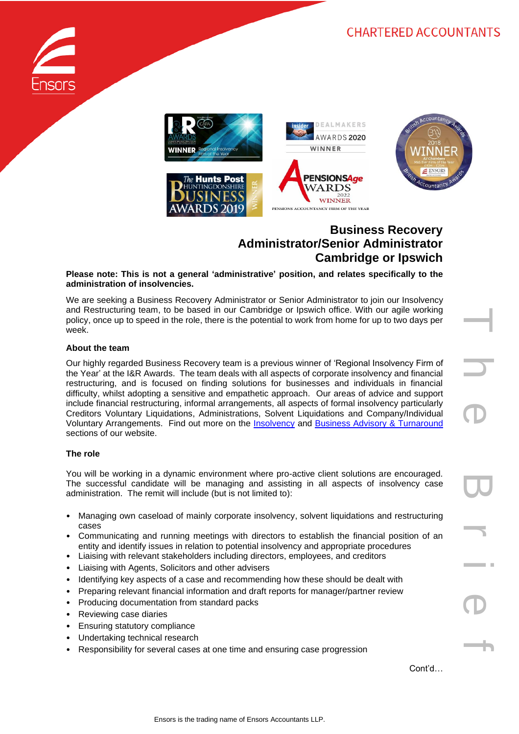CHARTERED ACCOUNTANTS

# Business Recovery Administrator/Senior Administrator Cambridge or Ipswich

**Please note: This is not a general 'administrative' position, and relates specifically to the administration of insolvencies.**

We are seeking a Business Recovery Administrator or Senior Administrator to join our Insolvency and Restructuring team, to be based in our Cambridge or Ipswich office. With our agile working policy, once up to speed in the role, there is the potential to work from home for up to two days per week.

### About the team

Our highly regarded Business Recovery team is a previous winner of 'Regional Insolvency Firm of the Year' at the I&R Awards. The team deals with all aspects of corporate insolvency and financial restructuring, and is focused on finding solutions for businesses and individuals in financial difficulty, whilst adopting a sensitive and empathetic approach. Our areas of advice and support include financial restructuring, informal arrangements, all aspects of formal insolvency particularly Creditors Voluntary Liquidations, Administrations, Solvent Liquidations and Company/Individual Voluntary Arrangements. Find out more on the Insolvency and Business Advisory & Turnaround sections of our website.

### The role

You will be working in a dynamic environment where pro-active client solutions are encouraged. The successful candidate will be managing and assisting in all aspects of insolvency case administration. The remit will include (but is not limited to):

- Managing own caseload of mainly corporate insolvency, solvent liquidations and restructuring cases
- Communicating and running meetings with directors to establish the financial position of an entity and identify issues in relation to potential insolvency and appropriate procedures
- Liaising with relevant stakeholders including directors, employees, and creditors
- Liaising with Agents, Solicitors and other advisers
- Identifying key aspects of a case and recommending how these should be dealt with
- Preparing relevant financial information and draft reports for manager/partner review
- Producing documentation from standard packs
- Reviewing case diaries
- Ensuring statutory compliance
- Undertaking technical research
- Responsibility for several cases at one time and ensuring case progression

Cont'd…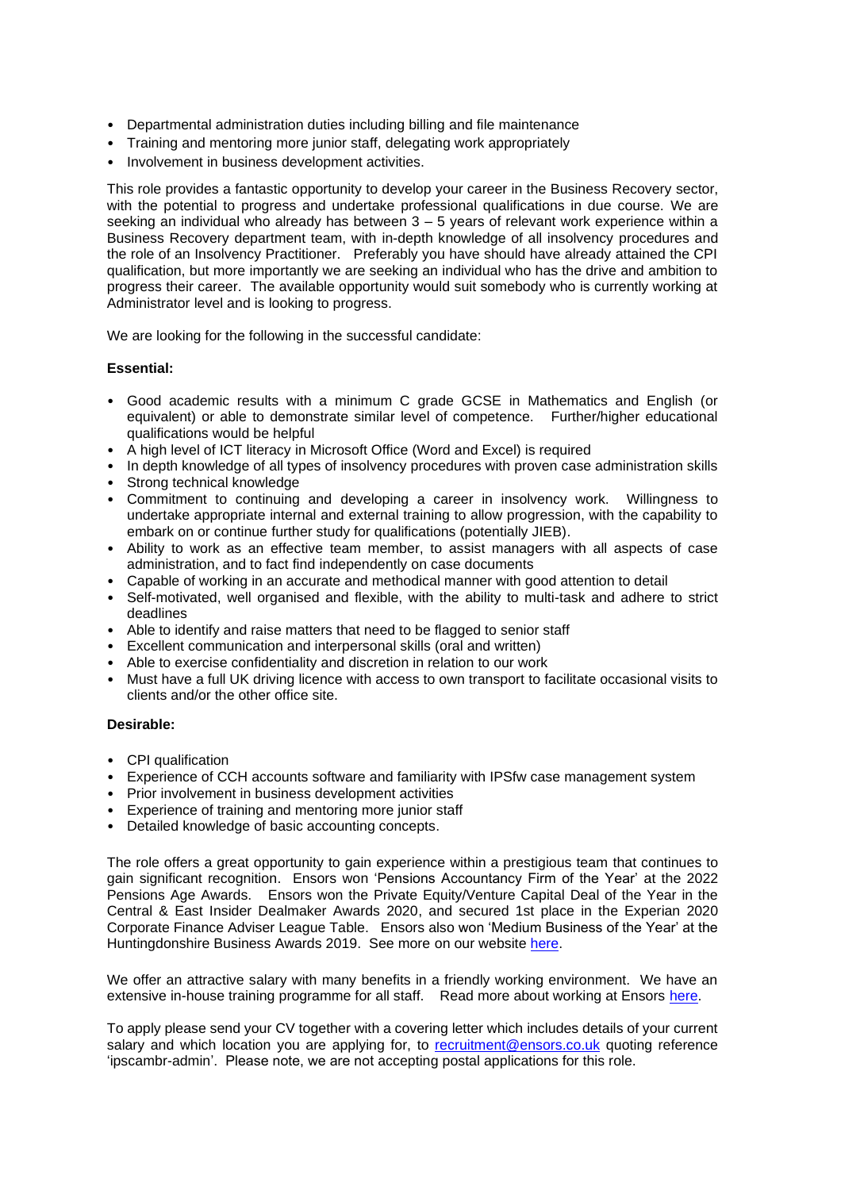- Departmental administration duties including billing and file maintenance
- Training and mentoring more junior staff, delegating work appropriately
- Involvement in business development activities.

This role provides a fantastic opportunity to develop your career in the Business Recovery sector, with the potential to progress and undertake professional qualifications in due course. We are seeking an individual who already has between 3 – 5 years of relevant work experience within a Business Recovery department team, with in-depth knowledge of all insolvency procedures and the role of an Insolvency Practitioner. Preferably you have should have already attained the CPI qualification, but more importantly we are seeking an individual who has the drive and ambition to progress their career. The available opportunity would suit somebody who is currently working at Administrator level and is looking to progress.

We are looking for the following in the successful candidate:

**Essential:**

- Good academic results with a minimum C grade GCSE in Mathematics and English (or equivalent) or able to demonstrate similar level of competence. Further/higher educational qualifications would be helpful
- A high level of ICT literacy in Microsoft Office (Word and Excel) is required
- In depth knowledge of all types of insolvency procedures with proven case administration skills
- Strong technical knowledge
- Commitment to continuing and developing a career in insolvency work. Willingness to undertake appropriate internal and external training to allow progression, with the capability to embark on or continue further study for qualifications (potentially JIEB).
- Ability to work as an effective team member, to assist managers with all aspects of case administration, and to fact find independently on case documents
- Capable of working in an accurate and methodical manner with good attention to detail
- Self-motivated, well organised and flexible, with the ability to multi-task and adhere to strict deadlines
- Able to identify and raise matters that need to be flagged to senior staff
- Excellent communication and interpersonal skills (oral and written)
- Able to exercise confidentiality and discretion in relation to our work
- Must have a full UK driving licence with access to own transport to facilitate occasional visits to clients and/or the other office site.

**Desirable:**

- CPI qualification
- Experience of CCH accounts software and familiarity with IPSfw case management system
- Prior involvement in business development activities
- Experience of training and mentoring more junior staff
- Detailed knowledge of basic accounting concepts.

The role offers a great opportunity to gain experience within a prestigious team that continues to gain significant recognition. Ensors won 'Pensions Accountancy Firm of the Year' at the 2022 Pensions Age Awards. Ensors won the Private Equity/Venture Capital Deal of the Year in the Central & East Insider Dealmaker Awards 2020, and secured 1st place in the Experian 2020 Corporate Finance Adviser League Table. Ensors also won 'Medium Business of the Year' at the Huntingdonshire Business Awards 2019. See more on our website here.

We offer an attractive salary with many benefits in a friendly working environment. We have an extensive in-house training programme for all staff. Read more about working at Ensors here.

To apply please send your CV together with a covering letter which includes details of your current salary and which location you are applying for, to recruitment@ensors.co.uk quoting reference 'ipscambr-admin'. Please note, we are not accepting postal applications for this role.